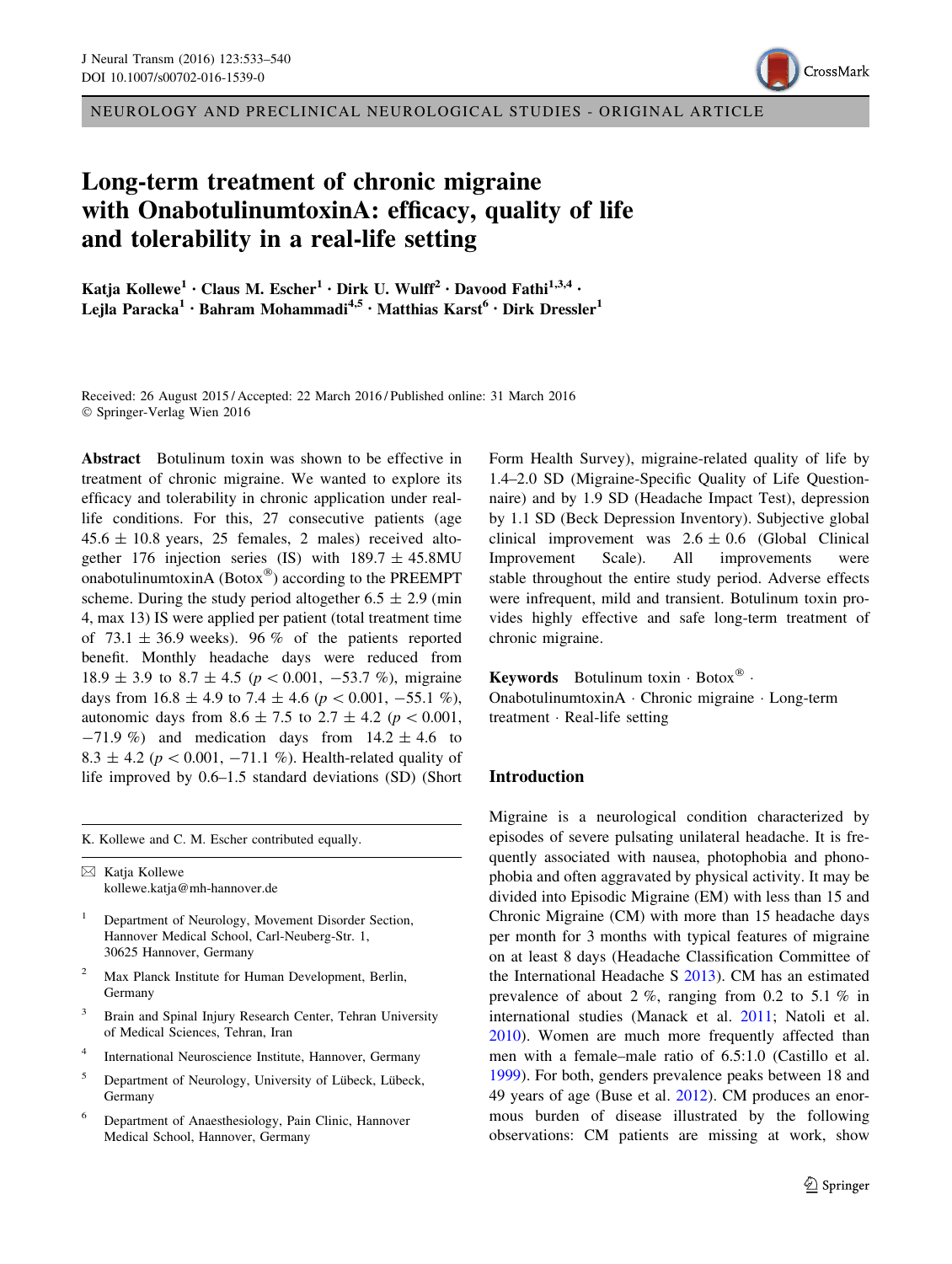NEUROLOGY AND PRECLINICAL NEUROLOGICAL STUDIES - ORIGINAL ARTICLE

# Long-term treatment of chronic migraine with OnabotulinumtoxinA: efficacy, quality of life and tolerability in a real-life setting

Katja Kollewe[1] · Claus M. Escher[1] · Dirk U. Wulff[2] · Davood Fathi[1,3,4] · Lejla Paracka[1] · Bahram Mohammadi[4,5] · Matthias Karst[6] · Dirk Dressler[1]

Received: 26 August 2015 / Accepted: 22 March 2016 / Published online: 31 March 2016
© Springer-Verlag Wien 2016

**Abstract** Botulinum toxin was shown to be effective in treatment of chronic migraine. We wanted to explore its efficacy and tolerability in chronic application under real-life conditions. For this, 27 consecutive patients (age 45.6 ± 10.8 years, 25 females, 2 males) received altogether 176 injection series (IS) with 189.7 ± 45.8MU onabotulinumtoxinA (Botox®) according to the PREEMPT scheme. During the study period altogether 6.5 ± 2.9 (min 4, max 13) IS were applied per patient (total treatment time of 73.1 ± 36.9 weeks). 96 % of the patients reported benefit. Monthly headache days were reduced from 18.9 ± 3.9 to 8.7 ± 4.5 ($p < 0.001$, −53.7 %), migraine days from 16.8 ± 4.9 to 7.4 ± 4.6 ($p < 0.001$, −55.1 %), autonomic days from 8.6 ± 7.5 to 2.7 ± 4.2 ($p < 0.001$, −71.9 %) and medication days from 14.2 ± 4.6 to 8.3 ± 4.2 ($p < 0.001$, −71.1 %). Health-related quality of life improved by 0.6–1.5 standard deviations (SD) (Short Form Health Survey), migraine-related quality of life by 1.4–2.0 SD (Migraine-Specific Quality of Life Questionnaire) and by 1.9 SD (Headache Impact Test), depression by 1.1 SD (Beck Depression Inventory). Subjective global clinical improvement was 2.6 ± 0.6 (Global Clinical Improvement Scale). All improvements were stable throughout the entire study period. Adverse effects were infrequent, mild and transient. Botulinum toxin provides highly effective and safe long-term treatment of chronic migraine.

**Keywords** Botulinum toxin · Botox® · OnabotulinumtoxinA · Chronic migraine · Long-term treatment · Real-life setting

K. Kollewe and C. M. Escher contributed equally.

✉ Katja Kollewe
kollewe.katja@mh-hannover.de

1 Department of Neurology, Movement Disorder Section, Hannover Medical School, Carl-Neuberg-Str. 1, 30625 Hannover, Germany

2 Max Planck Institute for Human Development, Berlin, Germany

3 Brain and Spinal Injury Research Center, Tehran University of Medical Sciences, Tehran, Iran

4 International Neuroscience Institute, Hannover, Germany

5 Department of Neurology, University of Lübeck, Lübeck, Germany

6 Department of Anaesthesiology, Pain Clinic, Hannover Medical School, Hannover, Germany

## Introduction

Migraine is a neurological condition characterized by episodes of severe pulsating unilateral headache. It is frequently associated with nausea, photophobia and phonophobia and often aggravated by physical activity. It may be divided into Episodic Migraine (EM) with less than 15 and Chronic Migraine (CM) with more than 15 headache days per month for 3 months with typical features of migraine on at least 8 days (Headache Classification Committee of the International Headache S 2013). CM has an estimated prevalence of about 2 %, ranging from 0.2 to 5.1 % in international studies (Manack et al. 2011; Natoli et al. 2010). Women are much more frequently affected than men with a female–male ratio of 6.5:1.0 (Castillo et al. 1999). For both, genders prevalence peaks between 18 and 49 years of age (Buse et al. 2012). CM produces an enormous burden of disease illustrated by the following observations: CM patients are missing at work, show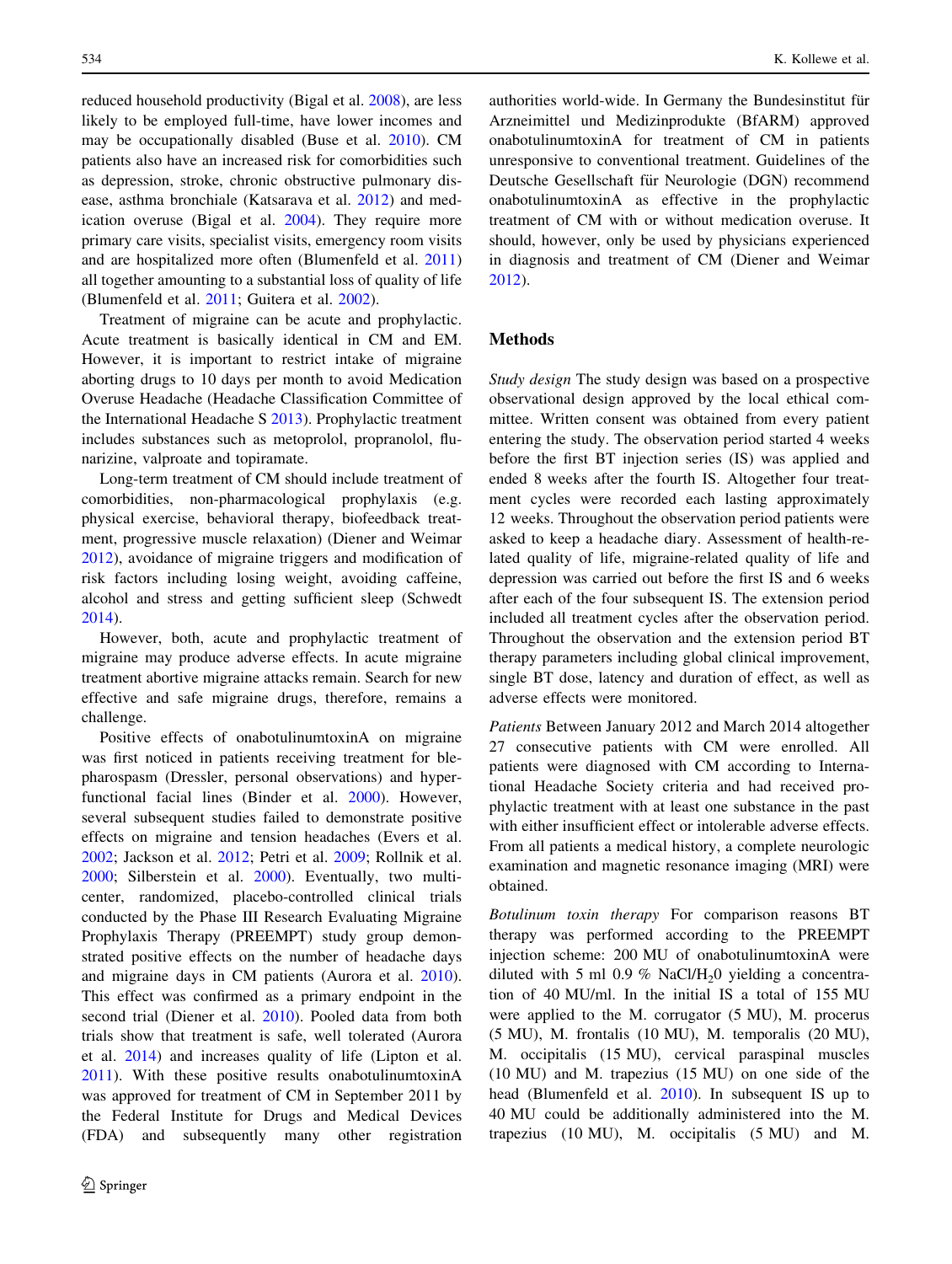reduced household productivity (Bigal et al. 2008), are less likely to be employed full-time, have lower incomes and may be occupationally disabled (Buse et al. 2010). CM patients also have an increased risk for comorbidities such as depression, stroke, chronic obstructive pulmonary disease, asthma bronchiale (Katsarava et al. 2012) and medication overuse (Bigal et al. 2004). They require more primary care visits, specialist visits, emergency room visits and are hospitalized more often (Blumenfeld et al. 2011) all together amounting to a substantial loss of quality of life (Blumenfeld et al. 2011; Guitera et al. 2002).

Treatment of migraine can be acute and prophylactic. Acute treatment is basically identical in CM and EM. However, it is important to restrict intake of migraine aborting drugs to 10 days per month to avoid Medication Overuse Headache (Headache Classification Committee of the International Headache S 2013). Prophylactic treatment includes substances such as metoprolol, propranolol, flunarizine, valproate and topiramate.

Long-term treatment of CM should include treatment of comorbidities, non-pharmacological prophylaxis (e.g. physical exercise, behavioral therapy, biofeedback treatment, progressive muscle relaxation) (Diener and Weimar 2012), avoidance of migraine triggers and modification of risk factors including losing weight, avoiding caffeine, alcohol and stress and getting sufficient sleep (Schwedt 2014).

However, both, acute and prophylactic treatment of migraine may produce adverse effects. In acute migraine treatment abortive migraine attacks remain. Search for new effective and safe migraine drugs, therefore, remains a challenge.

Positive effects of onabotulinumtoxinA on migraine was first noticed in patients receiving treatment for blepharospasm (Dressler, personal observations) and hyperfunctional facial lines (Binder et al. 2000). However, several subsequent studies failed to demonstrate positive effects on migraine and tension headaches (Evers et al. 2002; Jackson et al. 2012; Petri et al. 2009; Rollnik et al. 2000; Silberstein et al. 2000). Eventually, two multicenter, randomized, placebo-controlled clinical trials conducted by the Phase III Research Evaluating Migraine Prophylaxis Therapy (PREEMPT) study group demonstrated positive effects on the number of headache days and migraine days in CM patients (Aurora et al. 2010). This effect was confirmed as a primary endpoint in the second trial (Diener et al. 2010). Pooled data from both trials show that treatment is safe, well tolerated (Aurora et al. 2014) and increases quality of life (Lipton et al. 2011). With these positive results onabotulinumtoxinA was approved for treatment of CM in September 2011 by the Federal Institute for Drugs and Medical Devices (FDA) and subsequently many other registration authorities world-wide. In Germany the Bundesinstitut für Arzneimittel und Medizinprodukte (BfARM) approved onabotulinumtoxinA for treatment of CM in patients unresponsive to conventional treatment. Guidelines of the Deutsche Gesellschaft für Neurologie (DGN) recommend onabotulinumtoxinA as effective in the prophylactic treatment of CM with or without medication overuse. It should, however, only be used by physicians experienced in diagnosis and treatment of CM (Diener and Weimar 2012).

## Methods

*Study design* The study design was based on a prospective observational design approved by the local ethical committee. Written consent was obtained from every patient entering the study. The observation period started 4 weeks before the first BT injection series (IS) was applied and ended 8 weeks after the fourth IS. Altogether four treatment cycles were recorded each lasting approximately 12 weeks. Throughout the observation period patients were asked to keep a headache diary. Assessment of health-related quality of life, migraine-related quality of life and depression was carried out before the first IS and 6 weeks after each of the four subsequent IS. The extension period included all treatment cycles after the observation period. Throughout the observation and the extension period BT therapy parameters including global clinical improvement, single BT dose, latency and duration of effect, as well as adverse effects were monitored.

*Patients* Between January 2012 and March 2014 altogether 27 consecutive patients with CM were enrolled. All patients were diagnosed with CM according to International Headache Society criteria and had received prophylactic treatment with at least one substance in the past with either insufficient effect or intolerable adverse effects. From all patients a medical history, a complete neurologic examination and magnetic resonance imaging (MRI) were obtained.

*Botulinum toxin therapy* For comparison reasons BT therapy was performed according to the PREEMPT injection scheme: 200 MU of onabotulinumtoxinA were diluted with 5 ml 0.9 % NaCl/$H_2$0 yielding a concentration of 40 MU/ml. In the initial IS a total of 155 MU were applied to the M. corrugator (5 MU), M. procerus (5 MU), M. frontalis (10 MU), M. temporalis (20 MU), M. occipitalis (15 MU), cervical paraspinal muscles (10 MU) and M. trapezius (15 MU) on one side of the head (Blumenfeld et al. 2010). In subsequent IS up to 40 MU could be additionally administered into the M. trapezius (10 MU), M. occipitalis (5 MU) and M.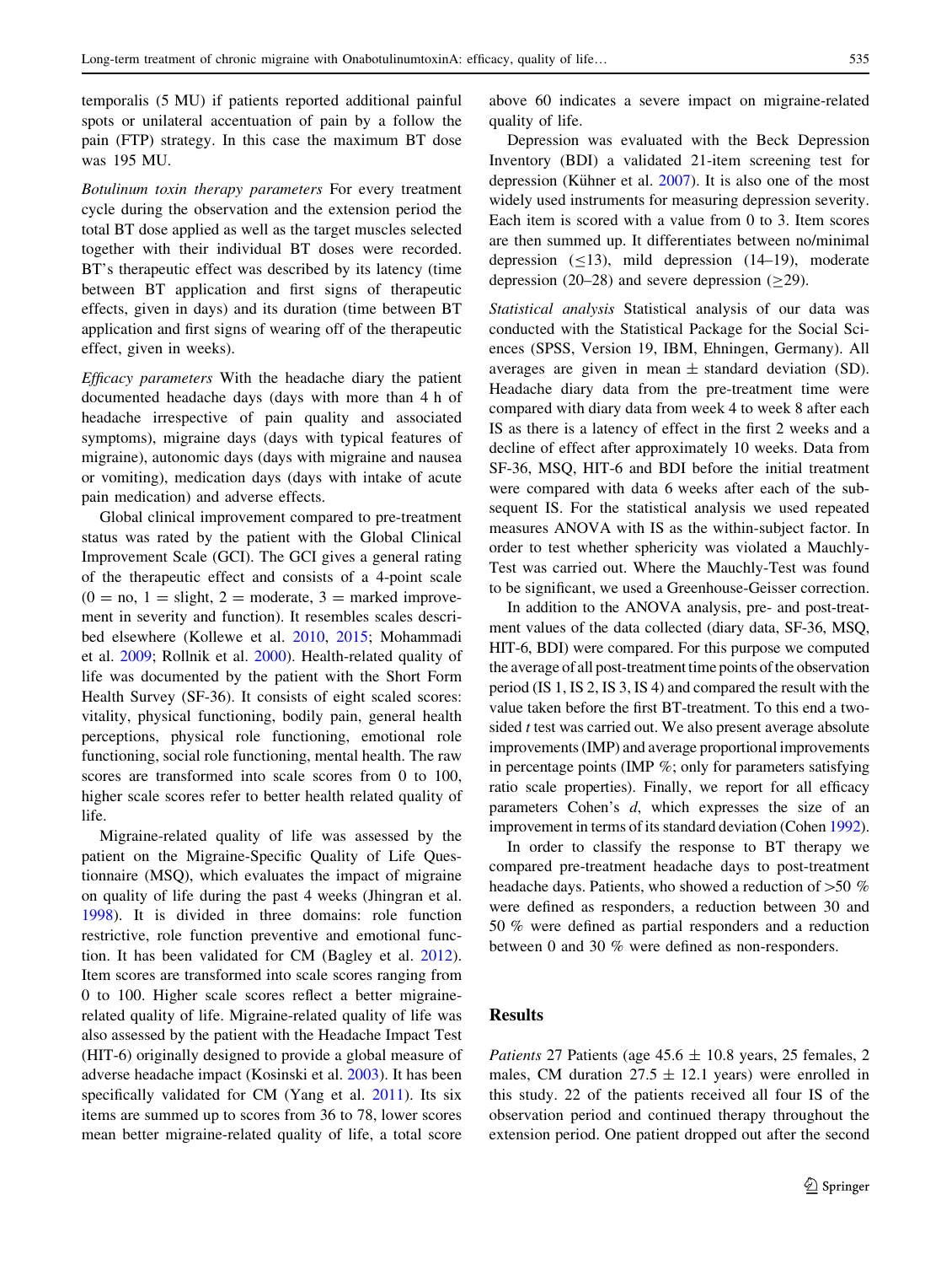temporalis (5 MU) if patients reported additional painful spots or unilateral accentuation of pain by a follow the pain (FTP) strategy. In this case the maximum BT dose was 195 MU.

*Botulinum toxin therapy parameters* For every treatment cycle during the observation and the extension period the total BT dose applied as well as the target muscles selected together with their individual BT doses were recorded. BT's therapeutic effect was described by its latency (time between BT application and first signs of therapeutic effects, given in days) and its duration (time between BT application and first signs of wearing off of the therapeutic effect, given in weeks).

*Efficacy parameters* With the headache diary the patient documented headache days (days with more than 4 h of headache irrespective of pain quality and associated symptoms), migraine days (days with typical features of migraine), autonomic days (days with migraine and nausea or vomiting), medication days (days with intake of acute pain medication) and adverse effects.

Global clinical improvement compared to pre-treatment status was rated by the patient with the Global Clinical Improvement Scale (GCI). The GCI gives a general rating of the therapeutic effect and consists of a 4-point scale (0 = no, 1 = slight, 2 = moderate, 3 = marked improvement in severity and function). It resembles scales described elsewhere (Kollewe et al. 2010, 2015; Mohammadi et al. 2009; Rollnik et al. 2000). Health-related quality of life was documented by the patient with the Short Form Health Survey (SF-36). It consists of eight scaled scores: vitality, physical functioning, bodily pain, general health perceptions, physical role functioning, emotional role functioning, social role functioning, mental health. The raw scores are transformed into scale scores from 0 to 100, higher scale scores refer to better health related quality of life.

Migraine-related quality of life was assessed by the patient on the Migraine-Specific Quality of Life Questionnaire (MSQ), which evaluates the impact of migraine on quality of life during the past 4 weeks (Jhingran et al. 1998). It is divided in three domains: role function restrictive, role function preventive and emotional function. It has been validated for CM (Bagley et al. 2012). Item scores are transformed into scale scores ranging from 0 to 100. Higher scale scores reflect a better migraine-related quality of life. Migraine-related quality of life was also assessed by the patient with the Headache Impact Test (HIT-6) originally designed to provide a global measure of adverse headache impact (Kosinski et al. 2003). It has been specifically validated for CM (Yang et al. 2011). Its six items are summed up to scores from 36 to 78, lower scores mean better migraine-related quality of life, a total score above 60 indicates a severe impact on migraine-related quality of life.

Depression was evaluated with the Beck Depression Inventory (BDI) a validated 21-item screening test for depression (Kühner et al. 2007). It is also one of the most widely used instruments for measuring depression severity. Each item is scored with a value from 0 to 3. Item scores are then summed up. It differentiates between no/minimal depression ($\leq$13), mild depression (14–19), moderate depression (20–28) and severe depression ($\geq$29).

*Statistical analysis* Statistical analysis of our data was conducted with the Statistical Package for the Social Sciences (SPSS, Version 19, IBM, Ehningen, Germany). All averages are given in mean ± standard deviation (SD). Headache diary data from the pre-treatment time were compared with diary data from week 4 to week 8 after each IS as there is a latency of effect in the first 2 weeks and a decline of effect after approximately 10 weeks. Data from SF-36, MSQ, HIT-6 and BDI before the initial treatment were compared with data 6 weeks after each of the subsequent IS. For the statistical analysis we used repeated measures ANOVA with IS as the within-subject factor. In order to test whether sphericity was violated a Mauchly-Test was carried out. Where the Mauchly-Test was found to be significant, we used a Greenhouse-Geisser correction.

In addition to the ANOVA analysis, pre- and post-treatment values of the data collected (diary data, SF-36, MSQ, HIT-6, BDI) were compared. For this purpose we computed the average of all post-treatment time points of the observation period (IS 1, IS 2, IS 3, IS 4) and compared the result with the value taken before the first BT-treatment. To this end a two-sided *t* test was carried out. We also present average absolute improvements (IMP) and average proportional improvements in percentage points (IMP %; only for parameters satisfying ratio scale properties). Finally, we report for all efficacy parameters Cohen's *d*, which expresses the size of an improvement in terms of its standard deviation (Cohen 1992).

In order to classify the response to BT therapy we compared pre-treatment headache days to post-treatment headache days. Patients, who showed a reduction of >50 % were defined as responders, a reduction between 30 and 50 % were defined as partial responders and a reduction between 0 and 30 % were defined as non-responders.

## Results

*Patients* 27 Patients (age 45.6 ± 10.8 years, 25 females, 2 males, CM duration 27.5 ± 12.1 years) were enrolled in this study. 22 of the patients received all four IS of the observation period and continued therapy throughout the extension period. One patient dropped out after the second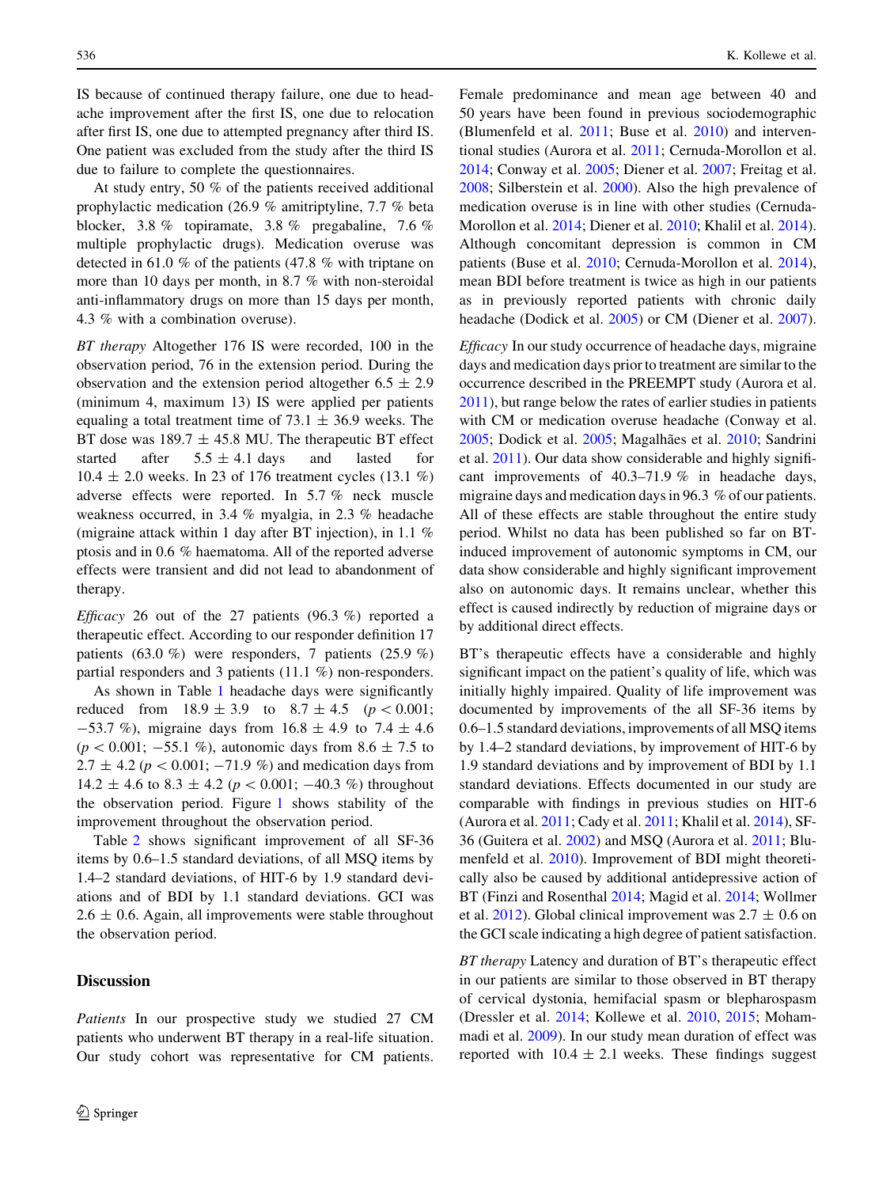IS because of continued therapy failure, one due to headache improvement after the first IS, one due to relocation after first IS, one due to attempted pregnancy after third IS. One patient was excluded from the study after the third IS due to failure to complete the questionnaires.

At study entry, 50 % of the patients received additional prophylactic medication (26.9 % amitriptyline, 7.7 % beta blocker, 3.8 % topiramate, 3.8 % pregabaline, 7.6 % multiple prophylactic drugs). Medication overuse was detected in 61.0 % of the patients (47.8 % with triptane on more than 10 days per month, in 8.7 % with non-steroidal anti-inflammatory drugs on more than 15 days per month, 4.3 % with a combination overuse).

*BT therapy* Altogether 176 IS were recorded, 100 in the observation period, 76 in the extension period. During the observation and the extension period altogether $6.5 \pm 2.9$ (minimum 4, maximum 13) IS were applied per patients equaling a total treatment time of $73.1 \pm 36.9$ weeks. The BT dose was $189.7 \pm 45.8$ MU. The therapeutic BT effect started after $5.5 \pm 4.1$ days and lasted for $10.4 \pm 2.0$ weeks. In 23 of 176 treatment cycles (13.1 %) adverse effects were reported. In 5.7 % neck muscle weakness occurred, in 3.4 % myalgia, in 2.3 % headache (migraine attack within 1 day after BT injection), in 1.1 % ptosis and in 0.6 % haematoma. All of the reported adverse effects were transient and did not lead to abandonment of therapy.

*Efficacy* 26 out of the 27 patients (96.3 %) reported a therapeutic effect. According to our responder definition 17 patients (63.0 %) were responders, 7 patients (25.9 %) partial responders and 3 patients (11.1 %) non-responders.

As shown in Table 1 headache days were significantly reduced from $18.9 \pm 3.9$ to $8.7 \pm 4.5$ ($p < 0.001$; $-53.7$ %), migraine days from $16.8 \pm 4.9$ to $7.4 \pm 4.6$ ($p < 0.001$; $-55.1$ %), autonomic days from $8.6 \pm 7.5$ to $2.7 \pm 4.2$ ($p < 0.001$; $-71.9$ %) and medication days from $14.2 \pm 4.6$ to $8.3 \pm 4.2$ ($p < 0.001$; $-40.3$ %) throughout the observation period. Figure 1 shows stability of the improvement throughout the observation period.

Table 2 shows significant improvement of all SF-36 items by 0.6–1.5 standard deviations, of all MSQ items by 1.4–2 standard deviations, of HIT-6 by 1.9 standard deviations and of BDI by 1.1 standard deviations. GCI was $2.6 \pm 0.6$. Again, all improvements were stable throughout the observation period.

## Discussion

*Patients* In our prospective study we studied 27 CM patients who underwent BT therapy in a real-life situation. Our study cohort was representative for CM patients. Female predominance and mean age between 40 and 50 years have been found in previous sociodemographic (Blumenfeld et al. 2011; Buse et al. 2010) and interventional studies (Aurora et al. 2011; Cernuda-Morollon et al. 2014; Conway et al. 2005; Diener et al. 2007; Freitag et al. 2008; Silberstein et al. 2000). Also the high prevalence of medication overuse is in line with other studies (Cernuda-Morollon et al. 2014; Diener et al. 2010; Khalil et al. 2014). Although concomitant depression is common in CM patients (Buse et al. 2010; Cernuda-Morollon et al. 2014), mean BDI before treatment is twice as high in our patients as in previously reported patients with chronic daily headache (Dodick et al. 2005) or CM (Diener et al. 2007).

*Efficacy* In our study occurrence of headache days, migraine days and medication days prior to treatment are similar to the occurrence described in the PREEMPT study (Aurora et al. 2011), but range below the rates of earlier studies in patients with CM or medication overuse headache (Conway et al. 2005; Dodick et al. 2005; Magalhães et al. 2010; Sandrini et al. 2011). Our data show considerable and highly significant improvements of 40.3–71.9 % in headache days, migraine days and medication days in 96.3 % of our patients. All of these effects are stable throughout the entire study period. Whilst no data has been published so far on BT-induced improvement of autonomic symptoms in CM, our data show considerable and highly significant improvement also on autonomic days. It remains unclear, whether this effect is caused indirectly by reduction of migraine days or by additional direct effects.

BT's therapeutic effects have a considerable and highly significant impact on the patient's quality of life, which was initially highly impaired. Quality of life improvement was documented by improvements of the all SF-36 items by 0.6–1.5 standard deviations, improvements of all MSQ items by 1.4–2 standard deviations, by improvement of HIT-6 by 1.9 standard deviations and by improvement of BDI by 1.1 standard deviations. Effects documented in our study are comparable with findings in previous studies on HIT-6 (Aurora et al. 2011; Cady et al. 2011; Khalil et al. 2014), SF-36 (Guitera et al. 2002) and MSQ (Aurora et al. 2011; Blumenfeld et al. 2010). Improvement of BDI might theoretically also be caused by additional antidepressive action of BT (Finzi and Rosenthal 2014; Magid et al. 2014; Wollmer et al. 2012). Global clinical improvement was $2.7 \pm 0.6$ on the GCI scale indicating a high degree of patient satisfaction.

*BT therapy* Latency and duration of BT's therapeutic effect in our patients are similar to those observed in BT therapy of cervical dystonia, hemifacial spasm or blepharospasm (Dressler et al. 2014; Kollewe et al. 2010, 2015; Mohammadi et al. 2009). In our study mean duration of effect was reported with $10.4 \pm 2.1$ weeks. These findings suggest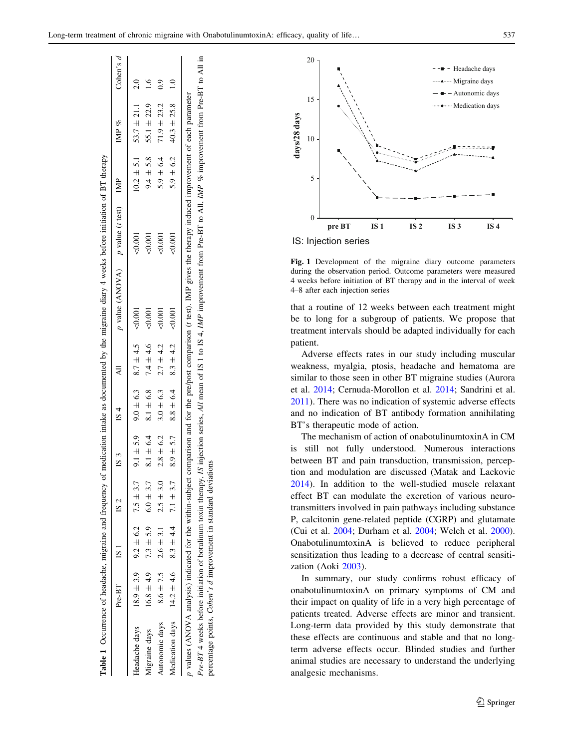**Table 1** Occurrence of headache, migraine and frequency of medication intake as documented by the migraine diary 4 weeks before initiation of BT therapy

| | Pre-BT | IS 1 | IS 2 | IS 3 | IS 4 | All | p value (ANOVA) | p value (t test) | IMP | IMP % | Cohen's d |
|---|---|---|---|---|---|---|---|---|---|---|---|
| Headache days | 18.9 ± 3.9 | 9.2 ± 6.2 | 7.5 ± 3.7 | 9.1 ± 5.9 | 9.0 ± 6.3 | 8.7 ± 4.5 | <0.001 | <0.001 | 10.2 ± 5.1 | 53.7 ± 21.1 | 2.0 |
| Migraine days | 16.8 ± 4.9 | 7.3 ± 5.9 | 6.0 ± 3.7 | 8.1 ± 6.4 | 8.1 ± 6.8 | 7.4 ± 4.6 | <0.001 | <0.001 | 9.4 ± 5.8 | 55.1 ± 22.9 | 1.6 |
| Autonomic days | 8.6 ± 7.5 | 2.6 ± 3.1 | 2.5 ± 3.0 | 2.8 ± 6.2 | 3.0 ± 6.3 | 2.7 ± 4.2 | <0.001 | <0.001 | 5.9 ± 6.4 | 71.9 ± 23.2 | 0.9 |
| Medication days | 14.2 ± 4.6 | 8.3 ± 4.4 | 7.1 ± 3.7 | 8.9 ± 5.7 | 8.8 ± 6.4 | 8.3 ± 4.2 | <0.001 | <0.001 | 5.9 ± 6.2 | 40.3 ± 25.8 | 1.0 |

*p* values (ANOVA analysis) indicated for the within-subject comparison and for the pre/post comparison (*t* test). IMP gives the therapy induced improvement of each parameter

*Pre-BT* 4 weeks before initiation of botulinum toxin therapy, *IS* injection series, *All* mean of IS 1 to IS 4, *IMP* improvement from Pre-BT to All, *IMP %* improvement from Pre-BT to All in percentage points, *Cohen's d* improvement in standard deviations

**Fig. 1** Development of the migraine diary outcome parameters during the observation period. Outcome parameters were measured 4 weeks before initiation of BT therapy and in the interval of week 4–8 after each injection series

that a routine of 12 weeks between each treatment might be to long for a subgroup of patients. We propose that treatment intervals should be adapted individually for each patient.

Adverse effects rates in our study including muscular weakness, myalgia, ptosis, headache and hematoma are similar to those seen in other BT migraine studies (Aurora et al. 2014; Cernuda-Morollon et al. 2014; Sandrini et al. 2011). There was no indication of systemic adverse effects and no indication of BT antibody formation annihilating BT's therapeutic mode of action.

The mechanism of action of onabotulinumtoxinA in CM is still not fully understood. Numerous interactions between BT and pain transduction, transmission, perception and modulation are discussed (Matak and Lackovic 2014). In addition to the well-studied muscle relaxant effect BT can modulate the excretion of various neurotransmitters involved in pain pathways including substance P, calcitonin gene-related peptide (CGRP) and glutamate (Cui et al. 2004; Durham et al. 2004; Welch et al. 2000). OnabotulinumtoxinA is believed to reduce peripheral sensitization thus leading to a decrease of central sensitization (Aoki 2003).

In summary, our study confirms robust efficacy of onabotulinumtoxinA on primary symptoms of CM and their impact on quality of life in a very high percentage of patients treated. Adverse effects are minor and transient. Long-term data provided by this study demonstrate that these effects are continuous and stable and that no long-term adverse effects occur. Blinded studies and further animal studies are necessary to understand the underlying analgesic mechanisms.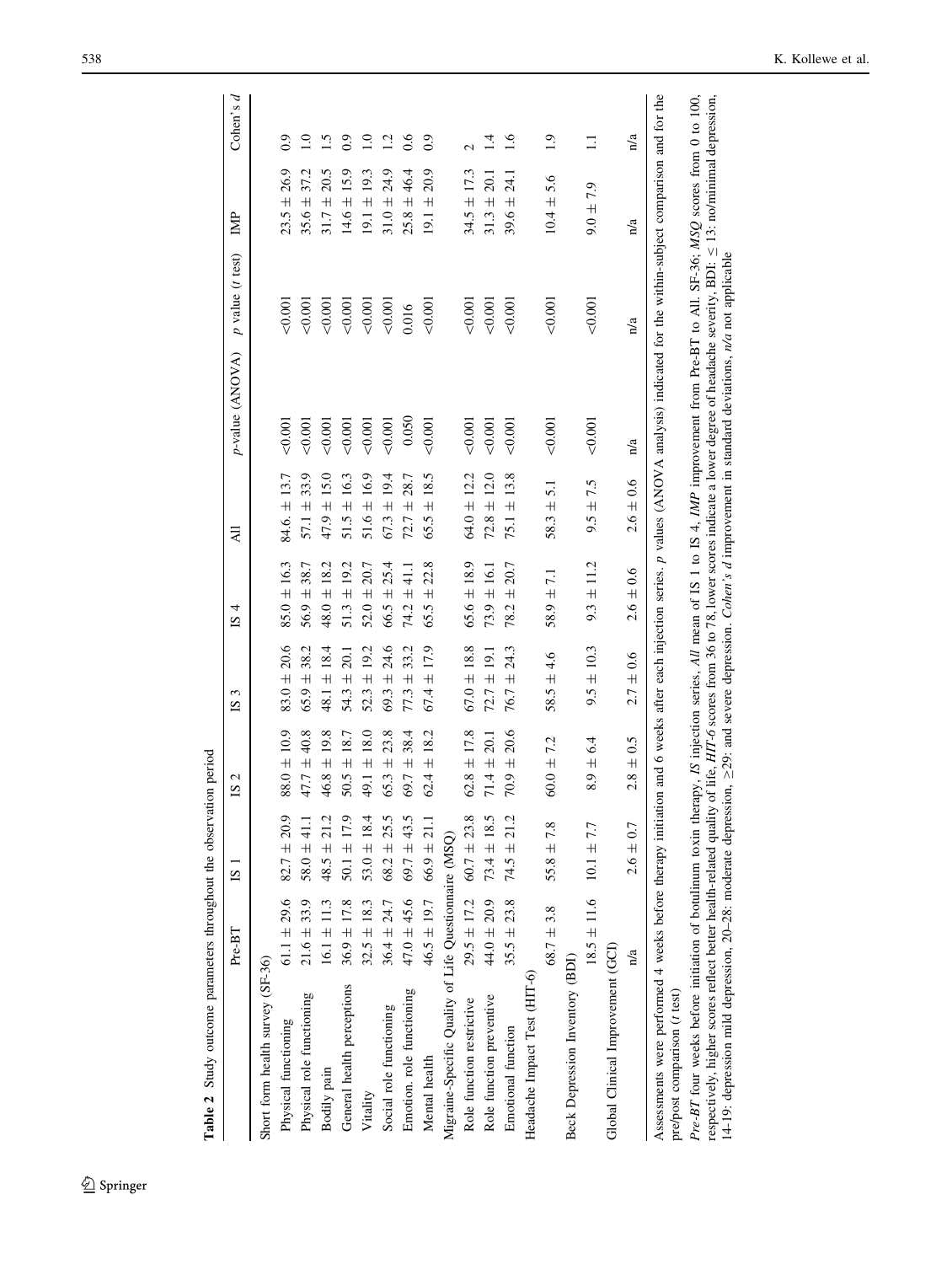**Table 2** Study outcome parameters throughout the observation period

| | Pre-BT | IS 1 | IS 2 | IS 3 | IS 4 | All | *p*-value (ANOVA) | *p* value (*t* test) | IMP | Cohen's *d* |
|---|---|---|---|---|---|---|---|---|---|---|
| Short form health survey (SF-36) | | | | | | | | | | |
| Physical functioning | 61.1 ± 29.6 | 82.7 ± 20.9 | 88.0 ± 10.9 | 83.0 ± 20.6 | 85.0 ± 16.3 | 84.6. ± 13.7 | <0.001 | <0.001 | 23.5 ± 26.9 | 0.9 |
| Physical role functioning | 21.6 ± 33.9 | 58.0 ± 41.1 | 47.7 ± 40.8 | 65.9 ± 38.2 | 56.9 ± 38.7 | 57.1 ± 33.9 | <0.001 | <0.001 | 35.6 ± 37.2 | 1.0 |
| Bodily pain | 16.1 ± 11.3 | 48.5 ± 21.2 | 46.8 ± 19.8 | 48.1 ± 18.4 | 48.0 ± 18.2 | 47.9 ± 15.0 | <0.001 | <0.001 | 31.7 ± 20.5 | 1.5 |
| General health perceptions | 36.9 ± 17.8 | 50.1 ± 17.9 | 50.5 ± 18.7 | 54.3 ± 20.1 | 51.3 ± 19.2 | 51.5 ± 16.3 | <0.001 | <0.001 | 14.6 ± 15.9 | 0.9 |
| Vitality | 32.5 ± 18.3 | 53.0 ± 18.4 | 49.1 ± 18.0 | 52.3 ± 19.2 | 52.0 ± 20.7 | 51.6 ± 16.9 | <0.001 | <0.001 | 19.1 ± 19.3 | 1.0 |
| Social role functioning | 36.4 ± 24.7 | 68.2 ± 25.5 | 65.3 ± 23.8 | 69.3 ± 24.6 | 66.5 ± 25.4 | 67.3 ± 19.4 | <0.001 | <0.001 | 31.0 ± 24.9 | 1.2 |
| Emotion. role functioning | 47.0 ± 45.6 | 69.7 ± 43.5 | 69.7 ± 38.4 | 77.3 ± 33.2 | 74.2 ± 41.1 | 72.7 ± 28.7 | 0.050 | 0.016 | 25.8 ± 46.4 | 0.6 |
| Mental health | 46.5 ± 19.7 | 66.9 ± 21.1 | 62.4 ± 18.2 | 67.4 ± 17.9 | 65.5 ± 22.8 | 65.5 ± 18.5 | <0.001 | <0.001 | 19.1 ± 20.9 | 0.9 |
| Migraine-Specific Quality of Life Questionnaire (MSQ) | | | | | | | | | | |
| Role function restrictive | 29.5 ± 17.2 | 60.7 ± 23.8 | 62.8 ± 17.8 | 67.0 ± 18.8 | 65.6 ± 18.9 | 64.0 ± 12.2 | <0.001 | <0.001 | 34.5 ± 17.3 | 2 |
| Role function preventive | 44.0 ± 20.9 | 73.4 ± 18.5 | 71.4 ± 20.1 | 72.7 ± 19.1 | 73.9 ± 16.1 | 72.8 ± 12.0 | <0.001 | <0.001 | 31.3 ± 20.1 | 1.4 |
| Emotional function | 35.5 ± 23.8 | 74.5 ± 21.2 | 70.9 ± 20.6 | 76.7 ± 24.3 | 78.2 ± 20.7 | 75.1 ± 13.8 | <0.001 | <0.001 | 39.6 ± 24.1 | 1.6 |
| Headache Impact Test (HIT-6) | | | | | | | | | | |
| | 68.7 ± 3.8 | 55.8 ± 7.8 | 60.0 ± 7.2 | 58.5 ± 4.6 | 58.9 ± 7.1 | 58.3 ± 5.1 | <0.001 | <0.001 | 10.4 ± 5.6 | 1.9 |
| Beck Depression Inventory (BDI) | | | | | | | | | | |
| | 18.5 ± 11.6 | 10.1 ± 7.7 | 8.9 ± 6.4 | 9.5 ± 10.3 | 9.3 ± 11.2 | 9.5 ± 7.5 | <0.001 | <0.001 | 9.0 ± 7.9 | 1.1 |
| Global Clinical Improvement (GCI) | | | | | | | | | | |
| | n/a | 2.6 ± 0.7 | 2.8 ± 0.5 | 2.7 ± 0.6 | 2.6 ± 0.6 | 2.6 ± 0.6 | n/a | n/a | n/a | n/a |

Assessments were performed 4 weeks before therapy initiation and 6 weeks after each injection series. *p* values (ANOVA analysis) indicated for the within-subject comparison and for the pre/post comparison (*t* test)

*Pre-BT* four weeks before initiation of botulinum toxin therapy, *IS* injection series, *All* mean of IS 1 to IS 4, *IMP* improvement from Pre-BT to All. SF-36; *MSQ* scores from 0 to 100, respectively, higher scores reflect better health-related quality of life, *HIT-6* scores from 36 to 78, lower scores indicate a lower degree of headache severity, BDI: ≤ 13: no/minimal depression, 14-19: depression mild depression, 20–28: moderate depression, ≥29: and severe depression. *Cohen's d* improvement in standard deviations, *n/a* not applicable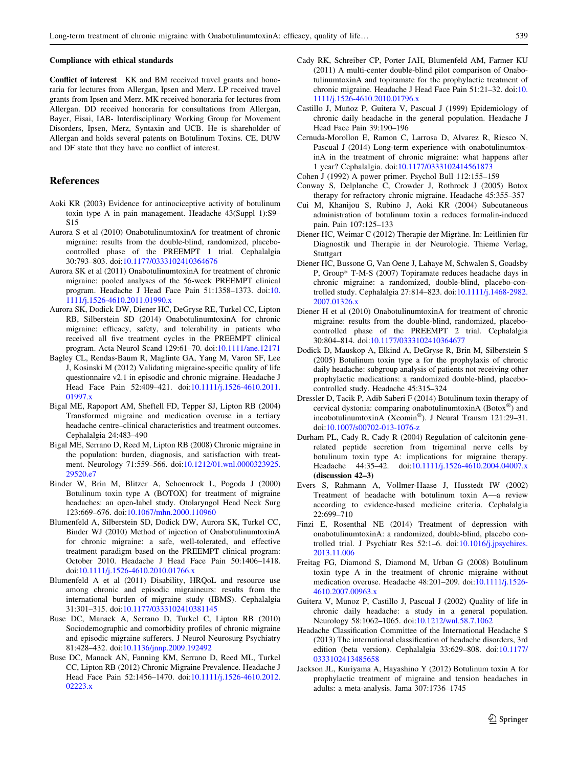#### Compliance with ethical standards

**Conflict of interest** KK and BM received travel grants and honoraria for lectures from Allergan, Ipsen and Merz. LP received travel grants from Ipsen and Merz. MK received honoraria for lectures from Allergan. DD received honoraria for consultations from Allergan, Bayer, Eisai, IAB- Interdisciplinary Working Group for Movement Disorders, Ipsen, Merz, Syntaxin and UCB. He is shareholder of Allergan and holds several patents on Botulinum Toxins. CE, DUW and DF state that they have no conflict of interest.

## References

Aoki KR (2003) Evidence for antinociceptive activity of botulinum toxin type A in pain management. Headache 43(Suppl 1):S9–S15

Aurora S et al (2010) OnabotulinumtoxinA for treatment of chronic migraine: results from the double-blind, randomized, placebo-controlled phase of the PREEMPT 1 trial. Cephalalgia 30:793–803. doi:10.1177/0333102410364676

Aurora SK et al (2011) OnabotulinumtoxinA for treatment of chronic migraine: pooled analyses of the 56-week PREEMPT clinical program. Headache J Head Face Pain 51:1358–1373. doi:10.1111/j.1526-4610.2011.01990.x

Aurora SK, Dodick DW, Diener HC, DeGryse RE, Turkel CC, Lipton RB, Silberstein SD (2014) OnabotulinumtoxinA for chronic migraine: efficacy, safety, and tolerability in patients who received all five treatment cycles in the PREEMPT clinical program. Acta Neurol Scand 129:61–70. doi:10.1111/ane.12171

Bagley CL, Rendas-Baum R, Maglinte GA, Yang M, Varon SF, Lee J, Kosinski M (2012) Validating migraine-specific quality of life questionnaire v2.1 in episodic and chronic migraine. Headache J Head Face Pain 52:409–421. doi:10.1111/j.1526-4610.2011.01997.x

Bigal ME, Rapoport AM, Sheftell FD, Tepper SJ, Lipton RB (2004) Transformed migraine and medication overuse in a tertiary headache centre–clinical characteristics and treatment outcomes. Cephalalgia 24:483–490

Bigal ME, Serrano D, Reed M, Lipton RB (2008) Chronic migraine in the population: burden, diagnosis, and satisfaction with treatment. Neurology 71:559–566. doi:10.1212/01.wnl.0000323925.29520.e7

Binder W, Brin M, Blitzer A, Schoenrock L, Pogoda J (2000) Botulinum toxin type A (BOTOX) for treatment of migraine headaches: an open-label study. Otolaryngol Head Neck Surg 123:669–676. doi:10.1067/mhn.2000.110960

Blumenfeld A, Silberstein SD, Dodick DW, Aurora SK, Turkel CC, Binder WJ (2010) Method of injection of OnabotulinumtoxinA for chronic migraine: a safe, well-tolerated, and effective treatment paradigm based on the PREEMPT clinical program: October 2010. Headache J Head Face Pain 50:1406–1418. doi:10.1111/j.1526-4610.2010.01766.x

Blumenfeld A et al (2011) Disability, HRQoL and resource use among chronic and episodic migraineurs: results from the international burden of migraine study (IBMS). Cephalalgia 31:301–315. doi:10.1177/0333102410381145

Buse DC, Manack A, Serrano D, Turkel C, Lipton RB (2010) Sociodemographic and comorbidity profiles of chronic migraine and episodic migraine sufferers. J Neurol Neurosurg Psychiatry 81:428–432. doi:10.1136/jnnp.2009.192492

Buse DC, Manack AN, Fanning KM, Serrano D, Reed ML, Turkel CC, Lipton RB (2012) Chronic Migraine Prevalence. Headache J Head Face Pain 52:1456–1470. doi:10.1111/j.1526-4610.2012.02223.x

Cady RK, Schreiber CP, Porter JAH, Blumenfeld AM, Farmer KU (2011) A multi-center double-blind pilot comparison of OnabotulinumtoxinA and topiramate for the prophylactic treatment of chronic migraine. Headache J Head Face Pain 51:21–32. doi:10.1111/j.1526-4610.2010.01796.x

Castillo J, Muñoz P, Guitera V, Pascual J (1999) Epidemiology of chronic daily headache in the general population. Headache J Head Face Pain 39:190–196

Cernuda-Morollon E, Ramon C, Larrosa D, Alvarez R, Riesco N, Pascual J (2014) Long-term experience with onabotulinumtoxinA in the treatment of chronic migraine: what happens after 1 year? Cephalalgia. doi:10.1177/0333102414561873

Cohen J (1992) A power primer. Psychol Bull 112:155–159

Conway S, Delplanche C, Crowder J, Rothrock J (2005) Botox therapy for refractory chronic migraine. Headache 45:355–357

Cui M, Khanijou S, Rubino J, Aoki KR (2004) Subcutaneous administration of botulinum toxin a reduces formalin-induced pain. Pain 107:125–133

Diener HC, Weimar C (2012) Therapie der Migräne. In: Leitlinien für Diagnostik und Therapie in der Neurologie. Thieme Verlag, Stuttgart

Diener HC, Bussone G, Van Oene J, Lahaye M, Schwalen S, Goadsby P, Group* T-M-S (2007) Topiramate reduces headache days in chronic migraine: a randomized, double-blind, placebo-controlled study. Cephalalgia 27:814–823. doi:10.1111/j.1468-2982.2007.01326.x

Diener H et al (2010) OnabotulinumtoxinA for treatment of chronic migraine: results from the double-blind, randomized, placebo-controlled phase of the PREEMPT 2 trial. Cephalalgia 30:804–814. doi:10.1177/0333102410364677

Dodick D, Mauskop A, Elkind A, DeGryse R, Brin M, Silberstein S (2005) Botulinum toxin type a for the prophylaxis of chronic daily headache: subgroup analysis of patients not receiving other prophylactic medications: a randomized double-blind, placebo-controlled study. Headache 45:315–324

Dressler D, Tacik P, Adib Saberi F (2014) Botulinum toxin therapy of cervical dystonia: comparing onabotulinumtoxinA (Botox®) and incobotulinumtoxinA (Xeomin®). J Neural Transm 121:29–31. doi:10.1007/s00702-013-1076-z

Durham PL, Cady R, Cady R (2004) Regulation of calcitonin gene-related peptide secretion from trigeminal nerve cells by botulinum toxin type A: implications for migraine therapy. Headache 44:35–42. doi:10.1111/j.1526-4610.2004.04007.x **(discussion 42–3)**

Evers S, Rahmann A, Vollmer-Haase J, Husstedt IW (2002) Treatment of headache with botulinum toxin A—a review according to evidence-based medicine criteria. Cephalalgia 22:699–710

Finzi E, Rosenthal NE (2014) Treatment of depression with onabotulinumtoxinA: a randomized, double-blind, placebo controlled trial. J Psychiatr Res 52:1–6. doi:10.1016/j.jpsychires.2013.11.006

Freitag FG, Diamond S, Diamond M, Urban G (2008) Botulinum toxin type A in the treatment of chronic migraine without medication overuse. Headache 48:201–209. doi:10.1111/j.1526-4610.2007.00963.x

Guitera V, Munoz P, Castillo J, Pascual J (2002) Quality of life in chronic daily headache: a study in a general population. Neurology 58:1062–1065. doi:10.1212/wnl.58.7.1062

Headache Classification Committee of the International Headache S (2013) The international classification of headache disorders, 3rd edition (beta version). Cephalalgia 33:629–808. doi:10.1177/0333102413485658

Jackson JL, Kuriyama A, Hayashino Y (2012) Botulinum toxin A for prophylactic treatment of migraine and tension headaches in adults: a meta-analysis. Jama 307:1736–1745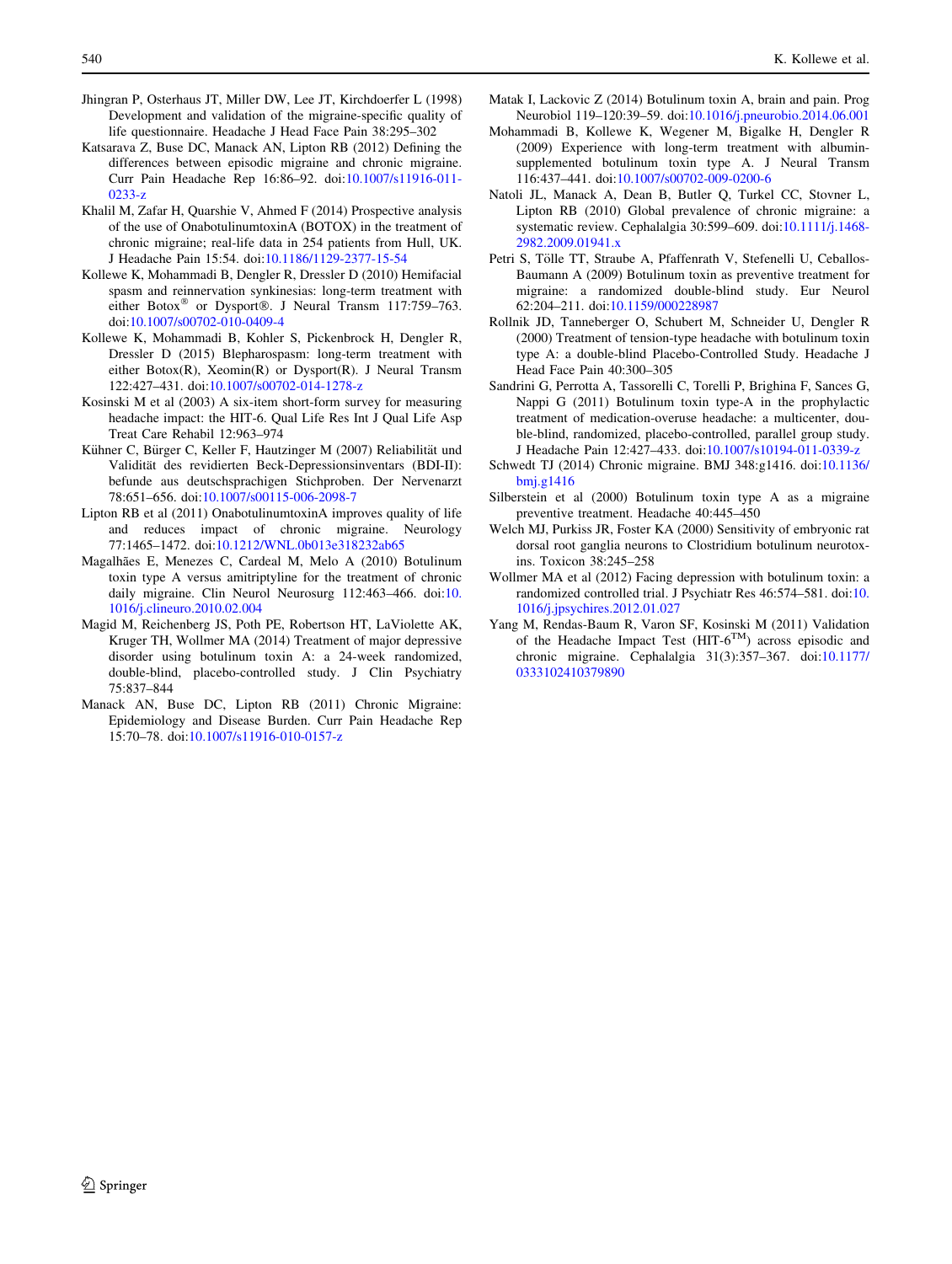Jhingran P, Osterhaus JT, Miller DW, Lee JT, Kirchdoerfer L (1998) Development and validation of the migraine-specific quality of life questionnaire. Headache J Head Face Pain 38:295–302

Katsarava Z, Buse DC, Manack AN, Lipton RB (2012) Defining the differences between episodic migraine and chronic migraine. Curr Pain Headache Rep 16:86–92. doi:10.1007/s11916-011-0233-z

Khalil M, Zafar H, Quarshie V, Ahmed F (2014) Prospective analysis of the use of OnabotulinumtoxinA (BOTOX) in the treatment of chronic migraine; real-life data in 254 patients from Hull, UK. J Headache Pain 15:54. doi:10.1186/1129-2377-15-54

Kollewe K, Mohammadi B, Dengler R, Dressler D (2010) Hemifacial spasm and reinnervation synkinesias: long-term treatment with either Botox® or Dysport®. J Neural Transm 117:759–763. doi:10.1007/s00702-010-0409-4

Kollewe K, Mohammadi B, Kohler S, Pickenbrock H, Dengler R, Dressler D (2015) Blepharospasm: long-term treatment with either Botox(R), Xeomin(R) or Dysport(R). J Neural Transm 122:427–431. doi:10.1007/s00702-014-1278-z

Kosinski M et al (2003) A six-item short-form survey for measuring headache impact: the HIT-6. Qual Life Res Int J Qual Life Asp Treat Care Rehabil 12:963–974

Kühner C, Bürger C, Keller F, Hautzinger M (2007) Reliabilität und Validität des revidierten Beck-Depressionsinventars (BDI-II): befunde aus deutschsprachigen Stichproben. Der Nervenarzt 78:651–656. doi:10.1007/s00115-006-2098-7

Lipton RB et al (2011) OnabotulinumtoxinA improves quality of life and reduces impact of chronic migraine. Neurology 77:1465–1472. doi:10.1212/WNL.0b013e318232ab65

Magalhães E, Menezes C, Cardeal M, Melo A (2010) Botulinum toxin type A versus amitriptyline for the treatment of chronic daily migraine. Clin Neurol Neurosurg 112:463–466. doi:10.1016/j.clineuro.2010.02.004

Magid M, Reichenberg JS, Poth PE, Robertson HT, LaViolette AK, Kruger TH, Wollmer MA (2014) Treatment of major depressive disorder using botulinum toxin A: a 24-week randomized, double-blind, placebo-controlled study. J Clin Psychiatry 75:837–844

Manack AN, Buse DC, Lipton RB (2011) Chronic Migraine: Epidemiology and Disease Burden. Curr Pain Headache Rep 15:70–78. doi:10.1007/s11916-010-0157-z

Matak I, Lackovic Z (2014) Botulinum toxin A, brain and pain. Prog Neurobiol 119–120:39–59. doi:10.1016/j.pneurobio.2014.06.001

Mohammadi B, Kollewe K, Wegener M, Bigalke H, Dengler R (2009) Experience with long-term treatment with albumin-supplemented botulinum toxin type A. J Neural Transm 116:437–441. doi:10.1007/s00702-009-0200-6

Natoli JL, Manack A, Dean B, Butler Q, Turkel CC, Stovner L, Lipton RB (2010) Global prevalence of chronic migraine: a systematic review. Cephalalgia 30:599–609. doi:10.1111/j.1468-2982.2009.01941.x

Petri S, Tölle TT, Straube A, Pfaffenrath V, Stefenelli U, Ceballos-Baumann A (2009) Botulinum toxin as preventive treatment for migraine: a randomized double-blind study. Eur Neurol 62:204–211. doi:10.1159/000228987

Rollnik JD, Tanneberger O, Schubert M, Schneider U, Dengler R (2000) Treatment of tension-type headache with botulinum toxin type A: a double-blind Placebo-Controlled Study. Headache J Head Face Pain 40:300–305

Sandrini G, Perrotta A, Tassorelli C, Torelli P, Brighina F, Sances G, Nappi G (2011) Botulinum toxin type-A in the prophylactic treatment of medication-overuse headache: a multicenter, double-blind, randomized, placebo-controlled, parallel group study. J Headache Pain 12:427–433. doi:10.1007/s10194-011-0339-z

Schwedt TJ (2014) Chronic migraine. BMJ 348:g1416. doi:10.1136/bmj.g1416

Silberstein et al (2000) Botulinum toxin type A as a migraine preventive treatment. Headache 40:445–450

Welch MJ, Purkiss JR, Foster KA (2000) Sensitivity of embryonic rat dorsal root ganglia neurons to Clostridium botulinum neurotoxins. Toxicon 38:245–258

Wollmer MA et al (2012) Facing depression with botulinum toxin: a randomized controlled trial. J Psychiatr Res 46:574–581. doi:10.1016/j.jpsychires.2012.01.027

Yang M, Rendas-Baum R, Varon SF, Kosinski M (2011) Validation of the Headache Impact Test (HIT-6™) across episodic and chronic migraine. Cephalalgia 31(3):357–367. doi:10.1177/0333102410379890